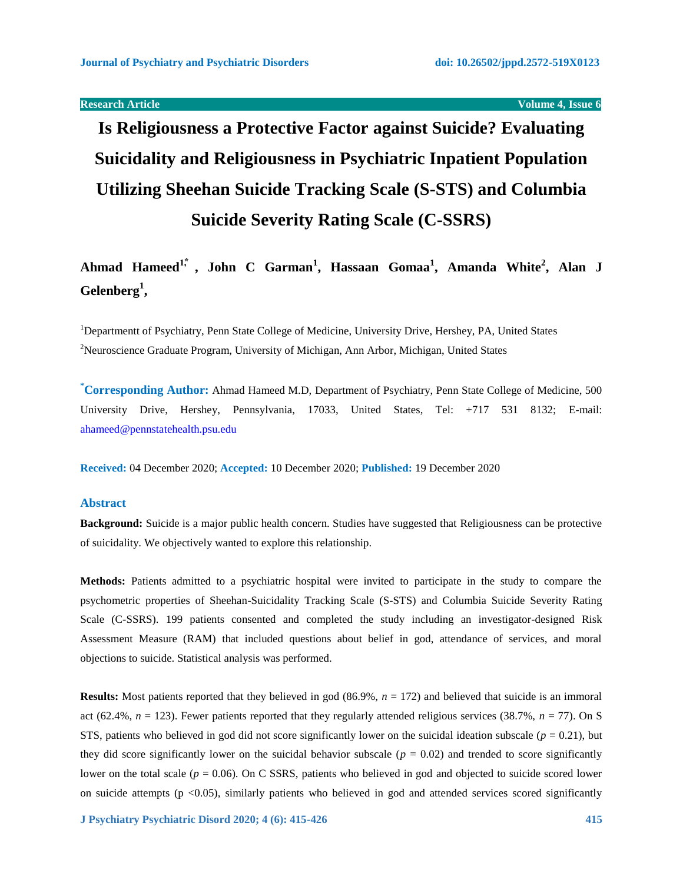Research Article

# Is Religiousness a Protective Factor against Suicide? Evaluating Suicidality and Religiousness in Psychiatric Inpatient Population Utilizing Sheehan Suicide Tracking Scale (S-STS) and Columbia Suicide Severity Rating Scale (C-SSRS)

**Ahmad Hameed[1,*], John C Garman[1], Hassaan Gomaa[1], Amanda White[2], Alan J Gelenberg[1],**

[1]Departmentt of Psychiatry, Penn State College of Medicine, University Drive, Hershey, PA, United States

[2]Neuroscience Graduate Program, University of Michigan, Ann Arbor, Michigan, United States

**[*]Corresponding Author:** Ahmad Hameed M.D, Department of Psychiatry, Penn State College of Medicine, 500 University Drive, Hershey, Pennsylvania, 17033, United States, Tel: +717 531 8132; E-mail: ahameed@pennstatehealth.psu.edu

**Received:** 04 December 2020; **Accepted:** 10 December 2020; **Published:** 19 December 2020

## Abstract

**Background:** Suicide is a major public health concern. Studies have suggested that Religiousness can be protective of suicidality. We objectively wanted to explore this relationship.

**Methods:** Patients admitted to a psychiatric hospital were invited to participate in the study to compare the psychometric properties of Sheehan-Suicidality Tracking Scale (S-STS) and Columbia Suicide Severity Rating Scale (C-SSRS). 199 patients consented and completed the study including an investigator-designed Risk Assessment Measure (RAM) that included questions about belief in god, attendance of services, and moral objections to suicide. Statistical analysis was performed.

**Results:** Most patients reported that they believed in god (86.9%, $n = 172$) and believed that suicide is an immoral act (62.4%, $n = 123$). Fewer patients reported that they regularly attended religious services (38.7%, $n = 77$). On S STS, patients who believed in god did not score significantly lower on the suicidal ideation subscale ($p = 0.21$), but they did score significantly lower on the suicidal behavior subscale ($p = 0.02$) and trended to score significantly lower on the total scale ($p = 0.06$). On C SSRS, patients who believed in god and objected to suicide scored lower on suicide attempts ($p < 0.05$), similarly patients who believed in god and attended services scored significantly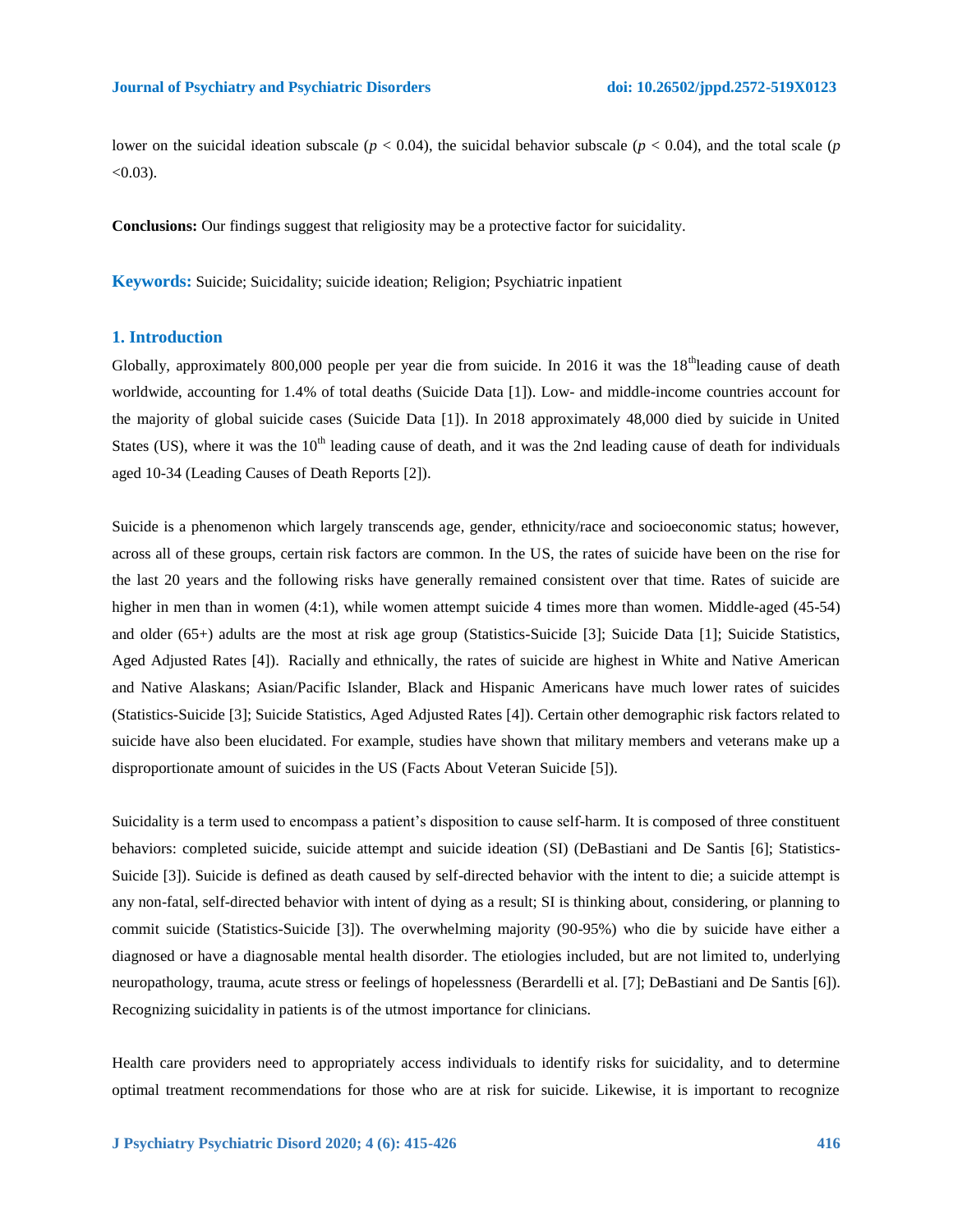lower on the suicidal ideation subscale ($p < 0.04$), the suicidal behavior subscale ($p < 0.04$), and the total scale ($p < 0.03$).

**Conclusions:** Our findings suggest that religiosity may be a protective factor for suicidality.

**Keywords:** Suicide; Suicidality; suicide ideation; Religion; Psychiatric inpatient

## 1. Introduction

Globally, approximately 800,000 people per year die from suicide. In 2016 it was the 18th leading cause of death worldwide, accounting for 1.4% of total deaths (Suicide Data [1]). Low- and middle-income countries account for the majority of global suicide cases (Suicide Data [1]). In 2018 approximately 48,000 died by suicide in United States (US), where it was the 10th leading cause of death, and it was the 2nd leading cause of death for individuals aged 10-34 (Leading Causes of Death Reports [2]).

Suicide is a phenomenon which largely transcends age, gender, ethnicity/race and socioeconomic status; however, across all of these groups, certain risk factors are common. In the US, the rates of suicide have been on the rise for the last 20 years and the following risks have generally remained consistent over that time. Rates of suicide are higher in men than in women (4:1), while women attempt suicide 4 times more than women. Middle-aged (45-54) and older (65+) adults are the most at risk age group (Statistics-Suicide [3]; Suicide Data [1]; Suicide Statistics, Aged Adjusted Rates [4]). Racially and ethnically, the rates of suicide are highest in White and Native American and Native Alaskans; Asian/Pacific Islander, Black and Hispanic Americans have much lower rates of suicides (Statistics-Suicide [3]; Suicide Statistics, Aged Adjusted Rates [4]). Certain other demographic risk factors related to suicide have also been elucidated. For example, studies have shown that military members and veterans make up a disproportionate amount of suicides in the US (Facts About Veteran Suicide [5]).

Suicidality is a term used to encompass a patient's disposition to cause self-harm. It is composed of three constituent behaviors: completed suicide, suicide attempt and suicide ideation (SI) (DeBastiani and De Santis [6]; Statistics-Suicide [3]). Suicide is defined as death caused by self-directed behavior with the intent to die; a suicide attempt is any non-fatal, self-directed behavior with intent of dying as a result; SI is thinking about, considering, or planning to commit suicide (Statistics-Suicide [3]). The overwhelming majority (90-95%) who die by suicide have either a diagnosed or have a diagnosable mental health disorder. The etiologies included, but are not limited to, underlying neuropathology, trauma, acute stress or feelings of hopelessness (Berardelli et al. [7]; DeBastiani and De Santis [6]). Recognizing suicidality in patients is of the utmost importance for clinicians.

Health care providers need to appropriately access individuals to identify risks for suicidality, and to determine optimal treatment recommendations for those who are at risk for suicide. Likewise, it is important to recognize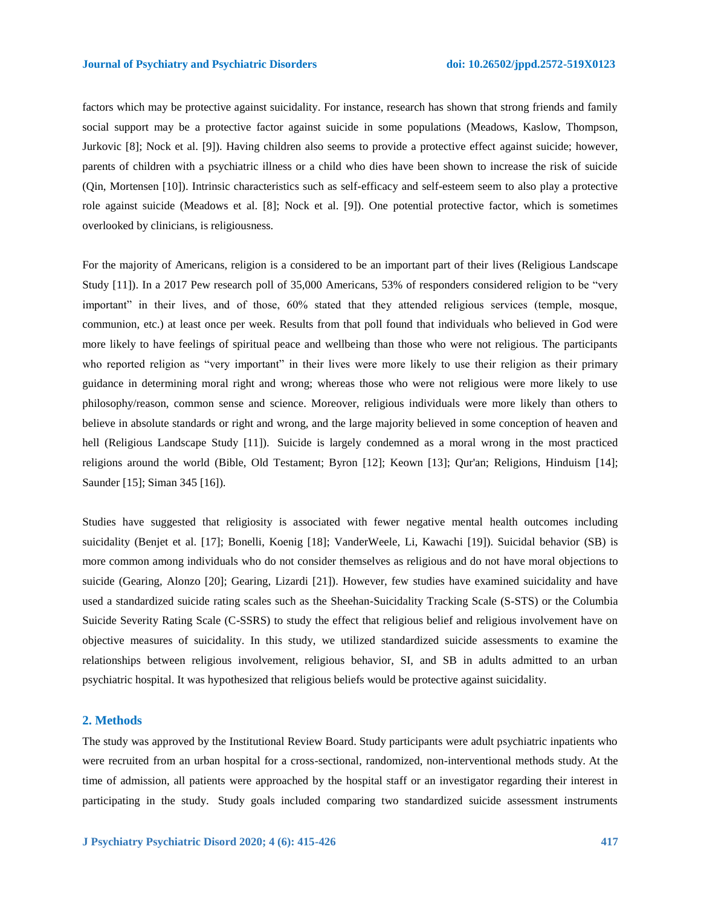factors which may be protective against suicidality. For instance, research has shown that strong friends and family social support may be a protective factor against suicide in some populations (Meadows, Kaslow, Thompson, Jurkovic [8]; Nock et al. [9]). Having children also seems to provide a protective effect against suicide; however, parents of children with a psychiatric illness or a child who dies have been shown to increase the risk of suicide (Qin, Mortensen [10]). Intrinsic characteristics such as self-efficacy and self-esteem seem to also play a protective role against suicide (Meadows et al. [8]; Nock et al. [9]). One potential protective factor, which is sometimes overlooked by clinicians, is religiousness.

For the majority of Americans, religion is a considered to be an important part of their lives (Religious Landscape Study [11]). In a 2017 Pew research poll of 35,000 Americans, 53% of responders considered religion to be "very important" in their lives, and of those, 60% stated that they attended religious services (temple, mosque, communion, etc.) at least once per week. Results from that poll found that individuals who believed in God were more likely to have feelings of spiritual peace and wellbeing than those who were not religious. The participants who reported religion as "very important" in their lives were more likely to use their religion as their primary guidance in determining moral right and wrong; whereas those who were not religious were more likely to use philosophy/reason, common sense and science. Moreover, religious individuals were more likely than others to believe in absolute standards or right and wrong, and the large majority believed in some conception of heaven and hell (Religious Landscape Study [11]). Suicide is largely condemned as a moral wrong in the most practiced religions around the world (Bible, Old Testament; Byron [12]; Keown [13]; Qur'an; Religions, Hinduism [14]; Saunder [15]; Siman 345 [16]).

Studies have suggested that religiosity is associated with fewer negative mental health outcomes including suicidality (Benjet et al. [17]; Bonelli, Koenig [18]; VanderWeele, Li, Kawachi [19]). Suicidal behavior (SB) is more common among individuals who do not consider themselves as religious and do not have moral objections to suicide (Gearing, Alonzo [20]; Gearing, Lizardi [21]). However, few studies have examined suicidality and have used a standardized suicide rating scales such as the Sheehan-Suicidality Tracking Scale (S-STS) or the Columbia Suicide Severity Rating Scale (C-SSRS) to study the effect that religious belief and religious involvement have on objective measures of suicidality. In this study, we utilized standardized suicide assessments to examine the relationships between religious involvement, religious behavior, SI, and SB in adults admitted to an urban psychiatric hospital. It was hypothesized that religious beliefs would be protective against suicidality.

## 2. Methods

The study was approved by the Institutional Review Board. Study participants were adult psychiatric inpatients who were recruited from an urban hospital for a cross-sectional, randomized, non-interventional methods study. At the time of admission, all patients were approached by the hospital staff or an investigator regarding their interest in participating in the study. Study goals included comparing two standardized suicide assessment instruments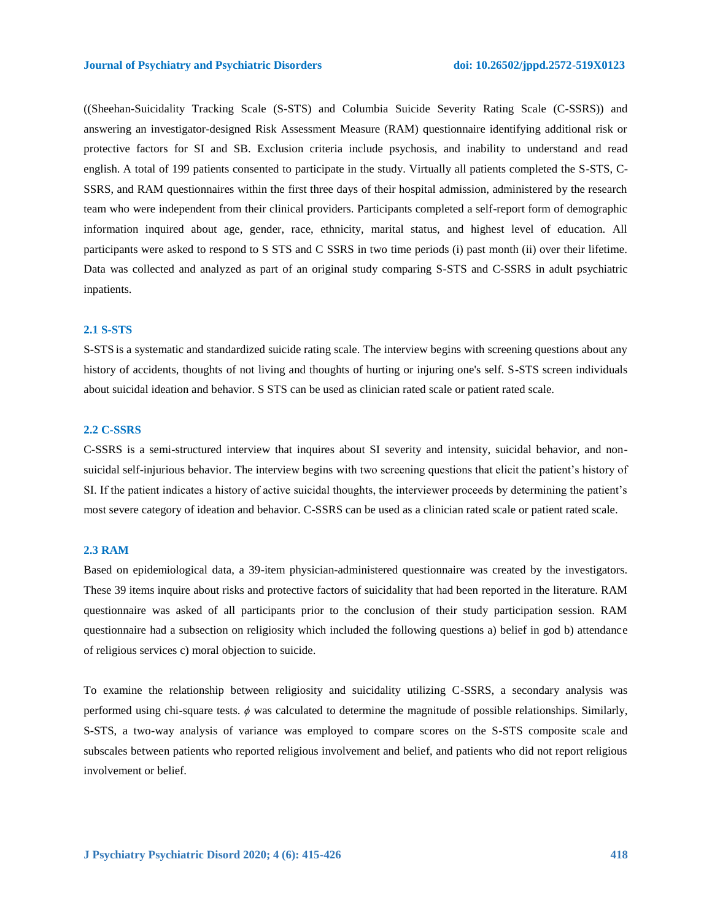((Sheehan-Suicidality Tracking Scale (S-STS) and Columbia Suicide Severity Rating Scale (C-SSRS)) and answering an investigator-designed Risk Assessment Measure (RAM) questionnaire identifying additional risk or protective factors for SI and SB. Exclusion criteria include psychosis, and inability to understand and read english. A total of 199 patients consented to participate in the study. Virtually all patients completed the S-STS, C-SSRS, and RAM questionnaires within the first three days of their hospital admission, administered by the research team who were independent from their clinical providers. Participants completed a self-report form of demographic information inquired about age, gender, race, ethnicity, marital status, and highest level of education. All participants were asked to respond to S STS and C SSRS in two time periods (i) past month (ii) over their lifetime. Data was collected and analyzed as part of an original study comparing S-STS and C-SSRS in adult psychiatric inpatients.

### 2.1 S-STS

S-STS is a systematic and standardized suicide rating scale. The interview begins with screening questions about any history of accidents, thoughts of not living and thoughts of hurting or injuring one's self. S-STS screen individuals about suicidal ideation and behavior. S STS can be used as clinician rated scale or patient rated scale.

### 2.2 C-SSRS

C-SSRS is a semi-structured interview that inquires about SI severity and intensity, suicidal behavior, and non-suicidal self-injurious behavior. The interview begins with two screening questions that elicit the patient's history of SI. If the patient indicates a history of active suicidal thoughts, the interviewer proceeds by determining the patient's most severe category of ideation and behavior. C-SSRS can be used as a clinician rated scale or patient rated scale.

### 2.3 RAM

Based on epidemiological data, a 39-item physician-administered questionnaire was created by the investigators. These 39 items inquire about risks and protective factors of suicidality that had been reported in the literature. RAM questionnaire was asked of all participants prior to the conclusion of their study participation session. RAM questionnaire had a subsection on religiosity which included the following questions a) belief in god b) attendance of religious services c) moral objection to suicide.

To examine the relationship between religiosity and suicidality utilizing C-SSRS, a secondary analysis was performed using chi-square tests. $\phi$ was calculated to determine the magnitude of possible relationships. Similarly, S-STS, a two-way analysis of variance was employed to compare scores on the S-STS composite scale and subscales between patients who reported religious involvement and belief, and patients who did not report religious involvement or belief.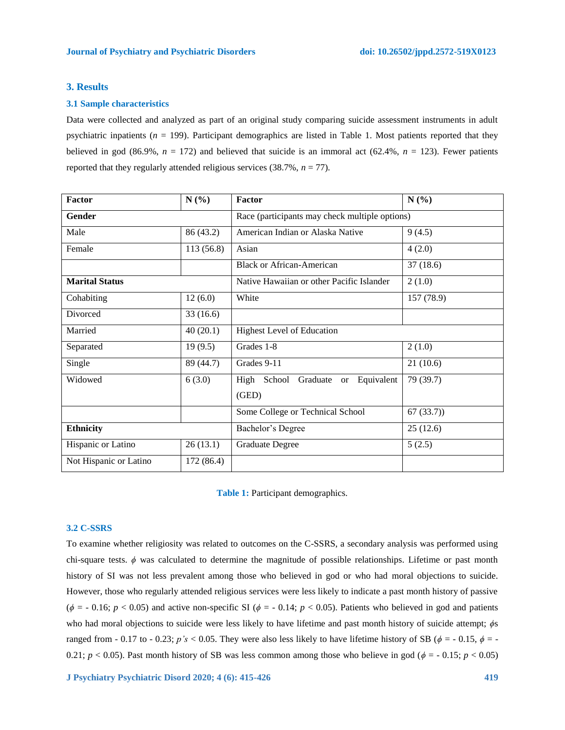## 3. Results

### 3.1 Sample characteristics

Data were collected and analyzed as part of an original study comparing suicide assessment instruments in adult psychiatric inpatients ($n$ = 199). Participant demographics are listed in Table 1. Most patients reported that they believed in god (86.9%, $n$ = 172) and believed that suicide is an immoral act (62.4%, $n$ = 123). Fewer patients reported that they regularly attended religious services (38.7%, $n$ = 77).

| Factor | N (%) | Factor | N (%) |
|---|---|---|---|
| **Gender** | | Race (participants may check multiple options) | |
| Male | 86 (43.2) | American Indian or Alaska Native | 9 (4.5) |
| Female | 113 (56.8) | Asian | 4 (2.0) |
| | | Black or African-American | 37 (18.6) |
| **Marital Status** | | Native Hawaiian or other Pacific Islander | 2 (1.0) |
| Cohabiting | 12 (6.0) | White | 157 (78.9) |
| Divorced | 33 (16.6) | | |
| Married | 40 (20.1) | Highest Level of Education | |
| Separated | 19 (9.5) | Grades 1-8 | 2 (1.0) |
| Single | 89 (44.7) | Grades 9-11 | 21 (10.6) |
| Widowed | 6 (3.0) | High School Graduate or Equivalent (GED) | 79 (39.7) |
| | | Some College or Technical School | 67 (33.7)) |
| **Ethnicity** | | Bachelor's Degree | 25 (12.6) |
| Hispanic or Latino | 26 (13.1) | Graduate Degree | 5 (2.5) |
| Not Hispanic or Latino | 172 (86.4) | | |

**Table 1:** Participant demographics.

### 3.2 C-SSRS

To examine whether religiosity was related to outcomes on the C-SSRS, a secondary analysis was performed using chi-square tests. $\phi$ was calculated to determine the magnitude of possible relationships. Lifetime or past month history of SI was not less prevalent among those who believed in god or who had moral objections to suicide. However, those who regularly attended religious services were less likely to indicate a past month history of passive ($\phi$ = - 0.16; $p < 0.05$) and active non-specific SI ($\phi$ = - 0.14; $p < 0.05$). Patients who believed in god and patients who had moral objections to suicide were less likely to have lifetime and past month history of suicide attempt; $\phi$s ranged from - 0.17 to - 0.23; $p$'s < 0.05. They were also less likely to have lifetime history of SB ($\phi$ = - 0.15, $\phi$ = - 0.21; $p < 0.05$). Past month history of SB was less common among those who believe in god ($\phi$ = - 0.15; $p < 0.05$)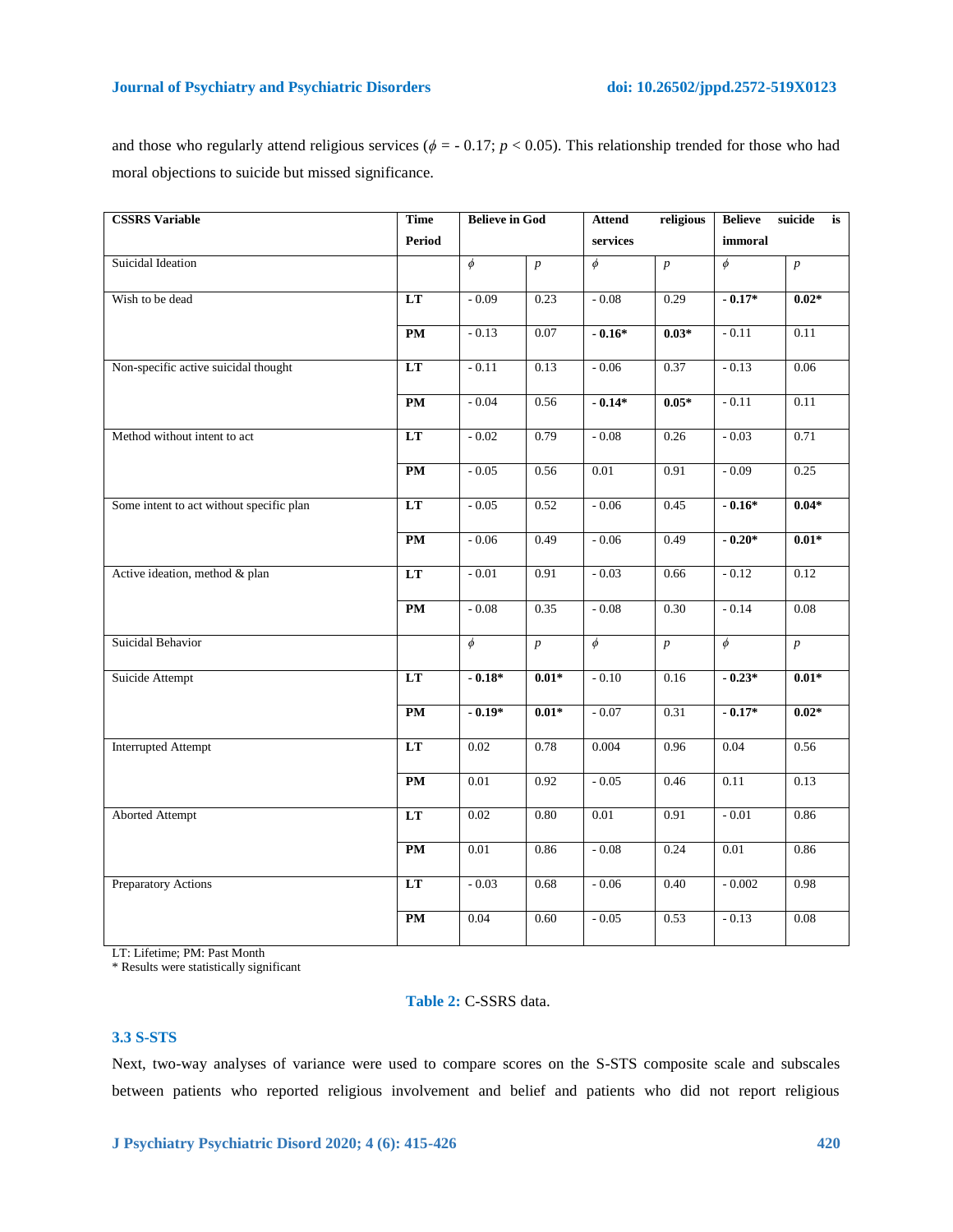and those who regularly attend religious services ($\phi$ = - 0.17; $p < 0.05$). This relationship trended for those who had moral objections to suicide but missed significance.

| CSSRS Variable | Time Period | Believe in God | | Attend religious services | | Believe suicide is immoral | |
|---|---|---|---|---|---|---|---|
| Suicidal Ideation | | $\phi$ | $p$ | $\phi$ | $p$ | $\phi$ | $p$ |
| Wish to be dead | **LT** | - 0.09 | 0.23 | - 0.08 | 0.29 | **- 0.17*** | **0.02*** |
| | **PM** | - 0.13 | 0.07 | **- 0.16*** | **0.03*** | - 0.11 | 0.11 |
| Non-specific active suicidal thought | **LT** | - 0.11 | 0.13 | - 0.06 | 0.37 | - 0.13 | 0.06 |
| | **PM** | - 0.04 | 0.56 | **- 0.14*** | **0.05*** | - 0.11 | 0.11 |
| Method without intent to act | **LT** | - 0.02 | 0.79 | - 0.08 | 0.26 | - 0.03 | 0.71 |
| | **PM** | - 0.05 | 0.56 | 0.01 | 0.91 | - 0.09 | 0.25 |
| Some intent to act without specific plan | **LT** | - 0.05 | 0.52 | - 0.06 | 0.45 | **- 0.16*** | **0.04*** |
| | **PM** | - 0.06 | 0.49 | - 0.06 | 0.49 | **- 0.20*** | **0.01*** |
| Active ideation, method & plan | **LT** | - 0.01 | 0.91 | - 0.03 | 0.66 | - 0.12 | 0.12 |
| | **PM** | - 0.08 | 0.35 | - 0.08 | 0.30 | - 0.14 | 0.08 |
| Suicidal Behavior | | $\phi$ | $p$ | $\phi$ | $p$ | $\phi$ | $p$ |
| Suicide Attempt | **LT** | **- 0.18*** | **0.01*** | - 0.10 | 0.16 | **- 0.23*** | **0.01*** |
| | **PM** | **- 0.19*** | **0.01*** | - 0.07 | 0.31 | **- 0.17*** | **0.02*** |
| Interrupted Attempt | **LT** | 0.02 | 0.78 | 0.004 | 0.96 | 0.04 | 0.56 |
| | **PM** | 0.01 | 0.92 | - 0.05 | 0.46 | 0.11 | 0.13 |
| Aborted Attempt | **LT** | 0.02 | 0.80 | 0.01 | 0.91 | - 0.01 | 0.86 |
| | **PM** | 0.01 | 0.86 | - 0.08 | 0.24 | 0.01 | 0.86 |
| Preparatory Actions | **LT** | - 0.03 | 0.68 | - 0.06 | 0.40 | - 0.002 | 0.98 |
| | **PM** | 0.04 | 0.60 | - 0.05 | 0.53 | - 0.13 | 0.08 |

LT: Lifetime; PM: Past Month
* Results were statistically significant

**Table 2:** C-SSRS data.

### 3.3 S-STS

Next, two-way analyses of variance were used to compare scores on the S-STS composite scale and subscales between patients who reported religious involvement and belief and patients who did not report religious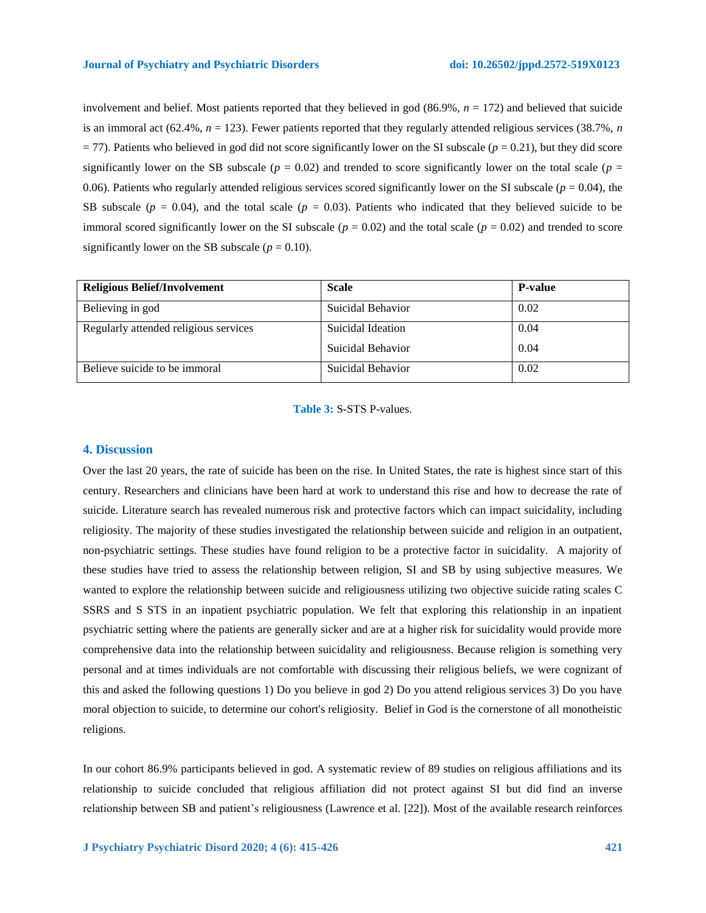involvement and belief. Most patients reported that they believed in god (86.9%, $n$ = 172) and believed that suicide is an immoral act (62.4%, $n$ = 123). Fewer patients reported that they regularly attended religious services (38.7%, $n$ = 77). Patients who believed in god did not score significantly lower on the SI subscale ($p$ = 0.21), but they did score significantly lower on the SB subscale ($p$ = 0.02) and trended to score significantly lower on the total scale ($p$ = 0.06). Patients who regularly attended religious services scored significantly lower on the SI subscale ($p$ = 0.04), the SB subscale ($p$ = 0.04), and the total scale ($p$ = 0.03). Patients who indicated that they believed suicide to be immoral scored significantly lower on the SI subscale ($p$ = 0.02) and the total scale ($p$ = 0.02) and trended to score significantly lower on the SB subscale ($p$ = 0.10).

| **Religious Belief/Involvement** | **Scale** | **P-value** |
|---|---|---|
| Believing in god | Suicidal Behavior | 0.02 |
| Regularly attended religious services | Suicidal Ideation | 0.04 |
| | Suicidal Behavior | 0.04 |
| Believe suicide to be immoral | Suicidal Behavior | 0.02 |

**Table 3:** S-STS P-values.

## 4. Discussion

Over the last 20 years, the rate of suicide has been on the rise. In United States, the rate is highest since start of this century. Researchers and clinicians have been hard at work to understand this rise and how to decrease the rate of suicide. Literature search has revealed numerous risk and protective factors which can impact suicidality, including religiosity. The majority of these studies investigated the relationship between suicide and religion in an outpatient, non-psychiatric settings. These studies have found religion to be a protective factor in suicidality. A majority of these studies have tried to assess the relationship between religion, SI and SB by using subjective measures. We wanted to explore the relationship between suicide and religiousness utilizing two objective suicide rating scales C SSRS and S STS in an inpatient psychiatric population. We felt that exploring this relationship in an inpatient psychiatric setting where the patients are generally sicker and are at a higher risk for suicidality would provide more comprehensive data into the relationship between suicidality and religiousness. Because religion is something very personal and at times individuals are not comfortable with discussing their religious beliefs, we were cognizant of this and asked the following questions 1) Do you believe in god 2) Do you attend religious services 3) Do you have moral objection to suicide, to determine our cohort's religiosity. Belief in God is the cornerstone of all monotheistic religions.

In our cohort 86.9% participants believed in god. A systematic review of 89 studies on religious affiliations and its relationship to suicide concluded that religious affiliation did not protect against SI but did find an inverse relationship between SB and patient's religiousness (Lawrence et al. [22]). Most of the available research reinforces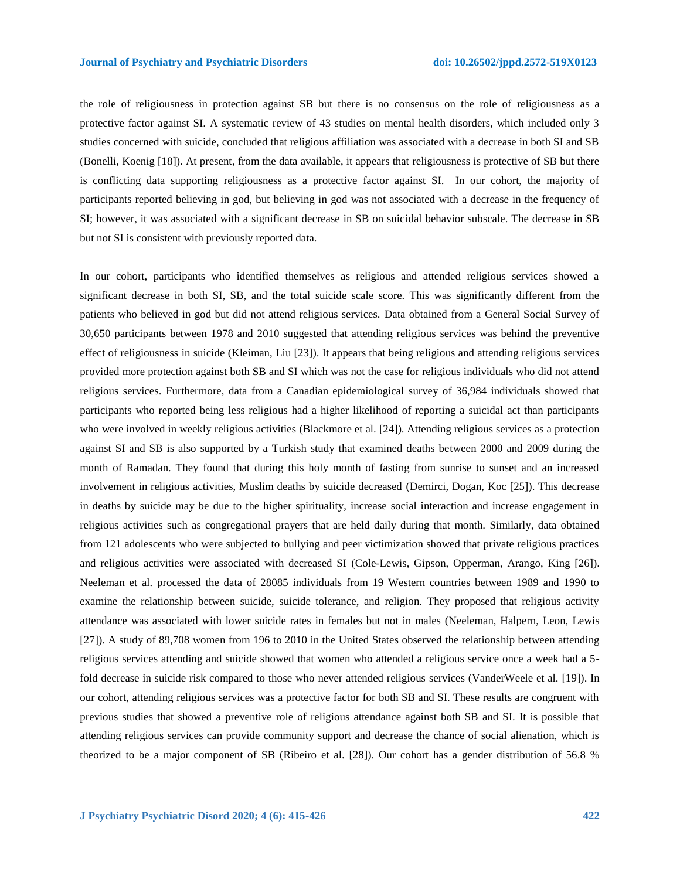the role of religiousness in protection against SB but there is no consensus on the role of religiousness as a protective factor against SI. A systematic review of 43 studies on mental health disorders, which included only 3 studies concerned with suicide, concluded that religious affiliation was associated with a decrease in both SI and SB (Bonelli, Koenig [18]). At present, from the data available, it appears that religiousness is protective of SB but there is conflicting data supporting religiousness as a protective factor against SI. In our cohort, the majority of participants reported believing in god, but believing in god was not associated with a decrease in the frequency of SI; however, it was associated with a significant decrease in SB on suicidal behavior subscale. The decrease in SB but not SI is consistent with previously reported data.

In our cohort, participants who identified themselves as religious and attended religious services showed a significant decrease in both SI, SB, and the total suicide scale score. This was significantly different from the patients who believed in god but did not attend religious services. Data obtained from a General Social Survey of 30,650 participants between 1978 and 2010 suggested that attending religious services was behind the preventive effect of religiousness in suicide (Kleiman, Liu [23]). It appears that being religious and attending religious services provided more protection against both SB and SI which was not the case for religious individuals who did not attend religious services. Furthermore, data from a Canadian epidemiological survey of 36,984 individuals showed that participants who reported being less religious had a higher likelihood of reporting a suicidal act than participants who were involved in weekly religious activities (Blackmore et al. [24]). Attending religious services as a protection against SI and SB is also supported by a Turkish study that examined deaths between 2000 and 2009 during the month of Ramadan. They found that during this holy month of fasting from sunrise to sunset and an increased involvement in religious activities, Muslim deaths by suicide decreased (Demirci, Dogan, Koc [25]). This decrease in deaths by suicide may be due to the higher spirituality, increase social interaction and increase engagement in religious activities such as congregational prayers that are held daily during that month. Similarly, data obtained from 121 adolescents who were subjected to bullying and peer victimization showed that private religious practices and religious activities were associated with decreased SI (Cole-Lewis, Gipson, Opperman, Arango, King [26]). Neeleman et al. processed the data of 28085 individuals from 19 Western countries between 1989 and 1990 to examine the relationship between suicide, suicide tolerance, and religion. They proposed that religious activity attendance was associated with lower suicide rates in females but not in males (Neeleman, Halpern, Leon, Lewis [27]). A study of 89,708 women from 196 to 2010 in the United States observed the relationship between attending religious services attending and suicide showed that women who attended a religious service once a week had a 5-fold decrease in suicide risk compared to those who never attended religious services (VanderWeele et al. [19]). In our cohort, attending religious services was a protective factor for both SB and SI. These results are congruent with previous studies that showed a preventive role of religious attendance against both SB and SI. It is possible that attending religious services can provide community support and decrease the chance of social alienation, which is theorized to be a major component of SB (Ribeiro et al. [28]). Our cohort has a gender distribution of 56.8 %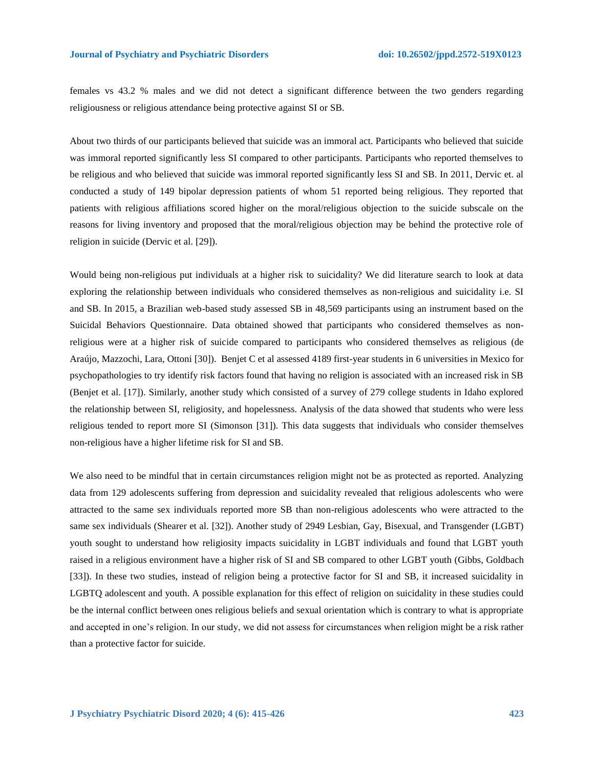females vs 43.2 % males and we did not detect a significant difference between the two genders regarding religiousness or religious attendance being protective against SI or SB.

About two thirds of our participants believed that suicide was an immoral act. Participants who believed that suicide was immoral reported significantly less SI compared to other participants. Participants who reported themselves to be religious and who believed that suicide was immoral reported significantly less SI and SB. In 2011, Dervic et. al conducted a study of 149 bipolar depression patients of whom 51 reported being religious. They reported that patients with religious affiliations scored higher on the moral/religious objection to the suicide subscale on the reasons for living inventory and proposed that the moral/religious objection may be behind the protective role of religion in suicide (Dervic et al. [29]).

Would being non-religious put individuals at a higher risk to suicidality? We did literature search to look at data exploring the relationship between individuals who considered themselves as non-religious and suicidality i.e. SI and SB. In 2015, a Brazilian web-based study assessed SB in 48,569 participants using an instrument based on the Suicidal Behaviors Questionnaire. Data obtained showed that participants who considered themselves as non-religious were at a higher risk of suicide compared to participants who considered themselves as religious (de Araújo, Mazzochi, Lara, Ottoni [30]). Benjet C et al assessed 4189 first-year students in 6 universities in Mexico for psychopathologies to try identify risk factors found that having no religion is associated with an increased risk in SB (Benjet et al. [17]). Similarly, another study which consisted of a survey of 279 college students in Idaho explored the relationship between SI, religiosity, and hopelessness. Analysis of the data showed that students who were less religious tended to report more SI (Simonson [31]). This data suggests that individuals who consider themselves non-religious have a higher lifetime risk for SI and SB.

We also need to be mindful that in certain circumstances religion might not be as protected as reported. Analyzing data from 129 adolescents suffering from depression and suicidality revealed that religious adolescents who were attracted to the same sex individuals reported more SB than non-religious adolescents who were attracted to the same sex individuals (Shearer et al. [32]). Another study of 2949 Lesbian, Gay, Bisexual, and Transgender (LGBT) youth sought to understand how religiosity impacts suicidality in LGBT individuals and found that LGBT youth raised in a religious environment have a higher risk of SI and SB compared to other LGBT youth (Gibbs, Goldbach [33]). In these two studies, instead of religion being a protective factor for SI and SB, it increased suicidality in LGBTQ adolescent and youth. A possible explanation for this effect of religion on suicidality in these studies could be the internal conflict between ones religious beliefs and sexual orientation which is contrary to what is appropriate and accepted in one's religion. In our study, we did not assess for circumstances when religion might be a risk rather than a protective factor for suicide.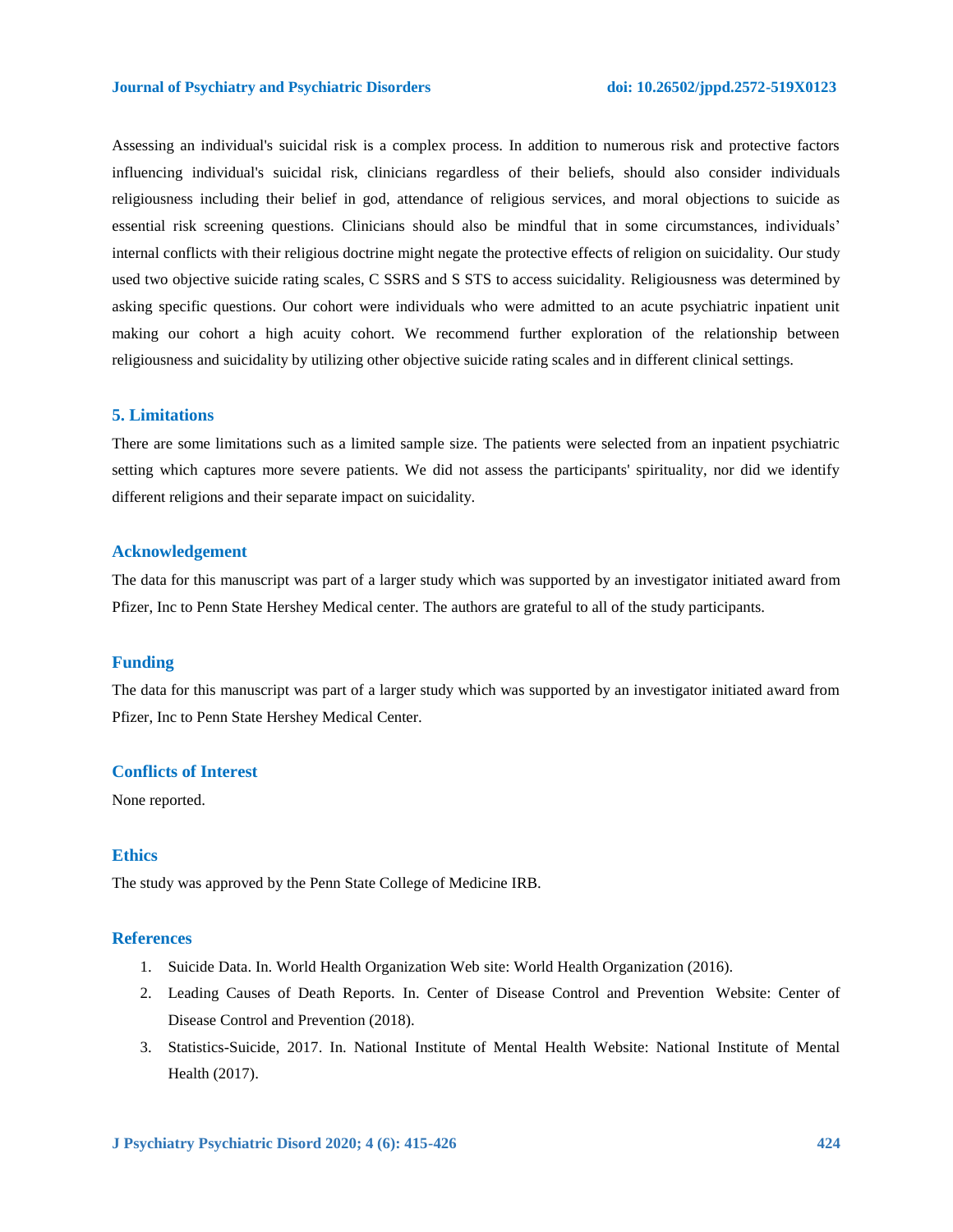Assessing an individual's suicidal risk is a complex process. In addition to numerous risk and protective factors influencing individual's suicidal risk, clinicians regardless of their beliefs, should also consider individuals religiousness including their belief in god, attendance of religious services, and moral objections to suicide as essential risk screening questions. Clinicians should also be mindful that in some circumstances, individuals' internal conflicts with their religious doctrine might negate the protective effects of religion on suicidality. Our study used two objective suicide rating scales, C SSRS and S STS to access suicidality. Religiousness was determined by asking specific questions. Our cohort were individuals who were admitted to an acute psychiatric inpatient unit making our cohort a high acuity cohort. We recommend further exploration of the relationship between religiousness and suicidality by utilizing other objective suicide rating scales and in different clinical settings.

## 5. Limitations

There are some limitations such as a limited sample size. The patients were selected from an inpatient psychiatric setting which captures more severe patients. We did not assess the participants' spirituality, nor did we identify different religions and their separate impact on suicidality.

## Acknowledgement

The data for this manuscript was part of a larger study which was supported by an investigator initiated award from Pfizer, Inc to Penn State Hershey Medical center. The authors are grateful to all of the study participants.

## Funding

The data for this manuscript was part of a larger study which was supported by an investigator initiated award from Pfizer, Inc to Penn State Hershey Medical Center.

## Conflicts of Interest

None reported.

## Ethics

The study was approved by the Penn State College of Medicine IRB.

## References

1. Suicide Data. In. World Health Organization Web site: World Health Organization (2016).
2. Leading Causes of Death Reports. In. Center of Disease Control and Prevention Website: Center of Disease Control and Prevention (2018).
3. Statistics-Suicide, 2017. In. National Institute of Mental Health Website: National Institute of Mental Health (2017).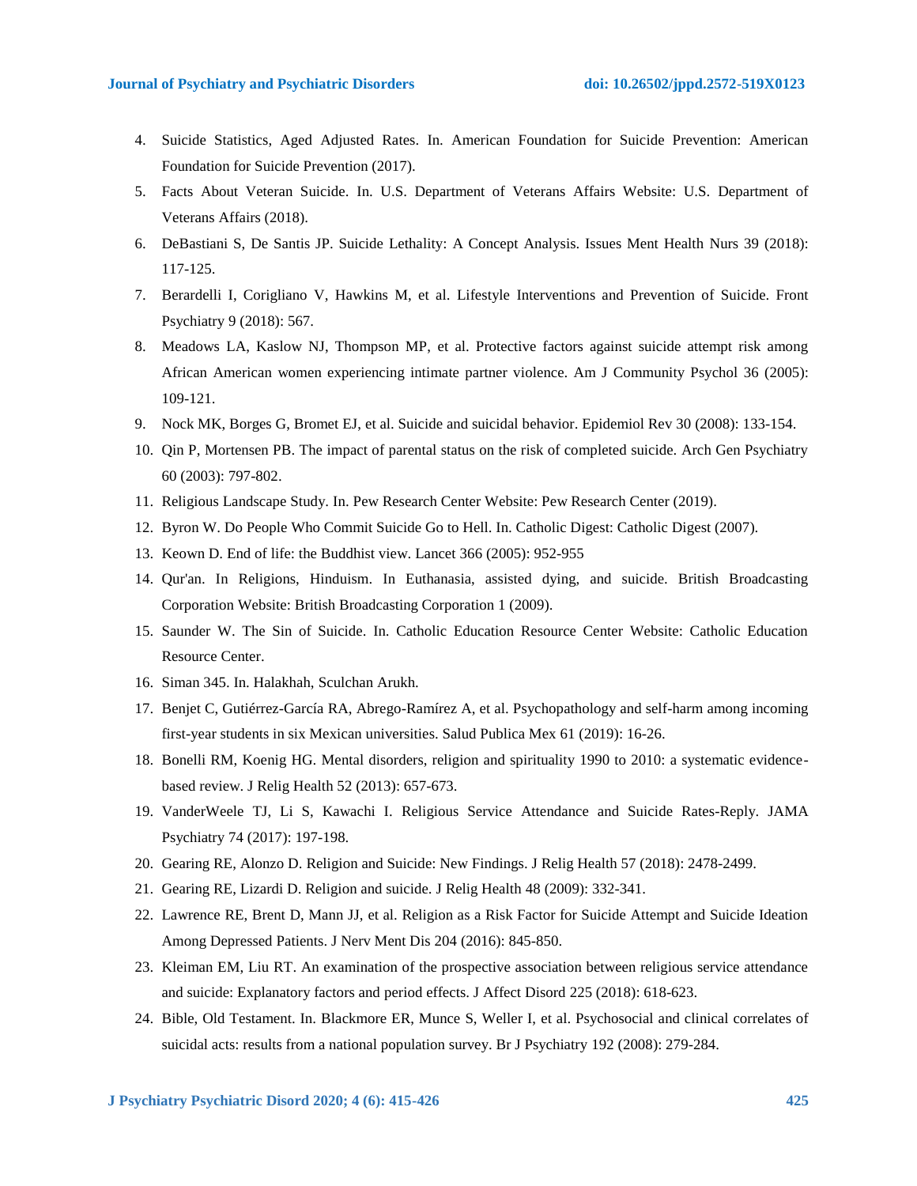4. Suicide Statistics, Aged Adjusted Rates. In. American Foundation for Suicide Prevention: American Foundation for Suicide Prevention (2017).
5. Facts About Veteran Suicide. In. U.S. Department of Veterans Affairs Website: U.S. Department of Veterans Affairs (2018).
6. DeBastiani S, De Santis JP. Suicide Lethality: A Concept Analysis. Issues Ment Health Nurs 39 (2018): 117-125.
7. Berardelli I, Corigliano V, Hawkins M, et al. Lifestyle Interventions and Prevention of Suicide. Front Psychiatry 9 (2018): 567.
8. Meadows LA, Kaslow NJ, Thompson MP, et al. Protective factors against suicide attempt risk among African American women experiencing intimate partner violence. Am J Community Psychol 36 (2005): 109-121.
9. Nock MK, Borges G, Bromet EJ, et al. Suicide and suicidal behavior. Epidemiol Rev 30 (2008): 133-154.
10. Qin P, Mortensen PB. The impact of parental status on the risk of completed suicide. Arch Gen Psychiatry 60 (2003): 797-802.
11. Religious Landscape Study. In. Pew Research Center Website: Pew Research Center (2019).
12. Byron W. Do People Who Commit Suicide Go to Hell. In. Catholic Digest: Catholic Digest (2007).
13. Keown D. End of life: the Buddhist view. Lancet 366 (2005): 952-955
14. Qur'an. In Religions, Hinduism. In Euthanasia, assisted dying, and suicide. British Broadcasting Corporation Website: British Broadcasting Corporation 1 (2009).
15. Saunder W. The Sin of Suicide. In. Catholic Education Resource Center Website: Catholic Education Resource Center.
16. Siman 345. In. Halakhah, Sculchan Arukh.
17. Benjet C, Gutiérrez-García RA, Abrego-Ramírez A, et al. Psychopathology and self-harm among incoming first-year students in six Mexican universities. Salud Publica Mex 61 (2019): 16-26.
18. Bonelli RM, Koenig HG. Mental disorders, religion and spirituality 1990 to 2010: a systematic evidence-based review. J Relig Health 52 (2013): 657-673.
19. VanderWeele TJ, Li S, Kawachi I. Religious Service Attendance and Suicide Rates-Reply. JAMA Psychiatry 74 (2017): 197-198.
20. Gearing RE, Alonzo D. Religion and Suicide: New Findings. J Relig Health 57 (2018): 2478-2499.
21. Gearing RE, Lizardi D. Religion and suicide. J Relig Health 48 (2009): 332-341.
22. Lawrence RE, Brent D, Mann JJ, et al. Religion as a Risk Factor for Suicide Attempt and Suicide Ideation Among Depressed Patients. J Nerv Ment Dis 204 (2016): 845-850.
23. Kleiman EM, Liu RT. An examination of the prospective association between religious service attendance and suicide: Explanatory factors and period effects. J Affect Disord 225 (2018): 618-623.
24. Bible, Old Testament. In. Blackmore ER, Munce S, Weller I, et al. Psychosocial and clinical correlates of suicidal acts: results from a national population survey. Br J Psychiatry 192 (2008): 279-284.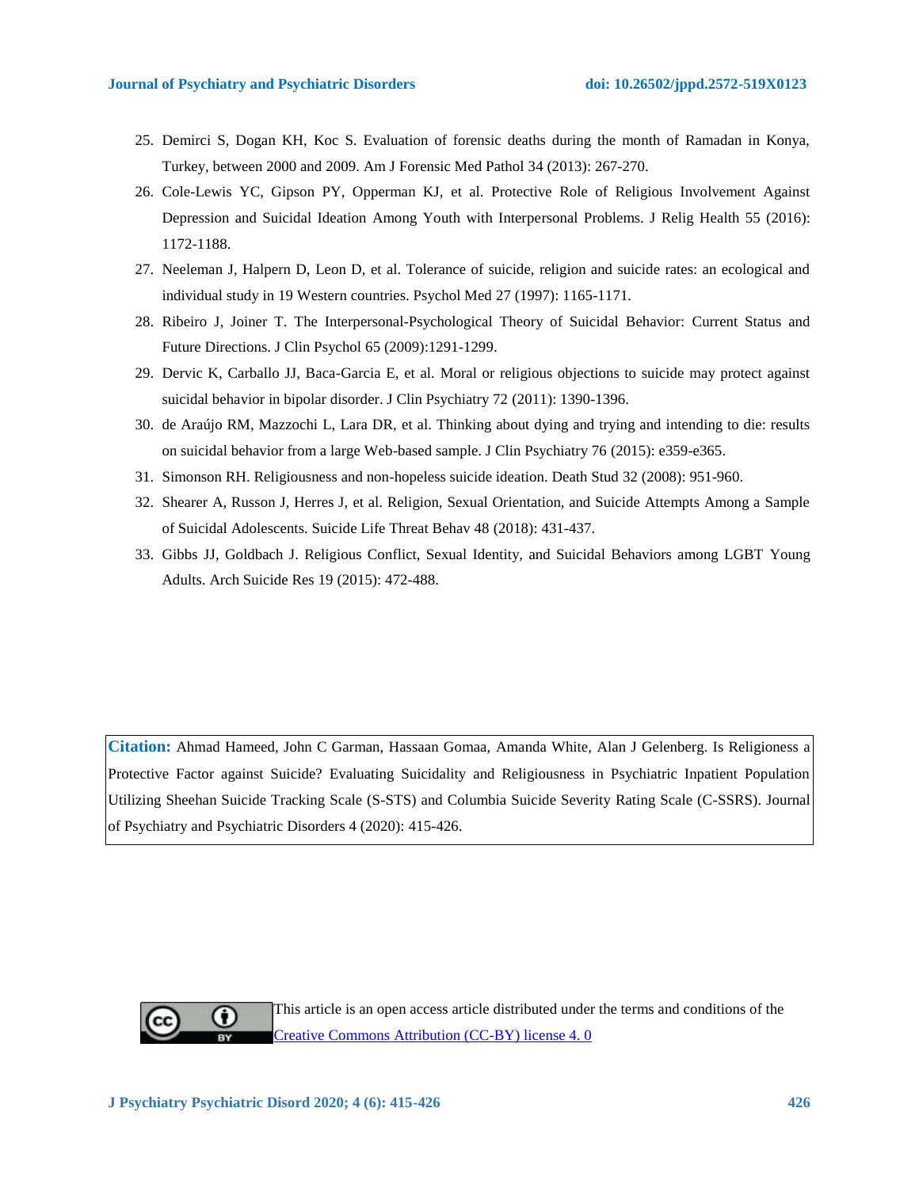25. Demirci S, Dogan KH, Koc S. Evaluation of forensic deaths during the month of Ramadan in Konya, Turkey, between 2000 and 2009. Am J Forensic Med Pathol 34 (2013): 267-270.
26. Cole-Lewis YC, Gipson PY, Opperman KJ, et al. Protective Role of Religious Involvement Against Depression and Suicidal Ideation Among Youth with Interpersonal Problems. J Relig Health 55 (2016): 1172-1188.
27. Neeleman J, Halpern D, Leon D, et al. Tolerance of suicide, religion and suicide rates: an ecological and individual study in 19 Western countries. Psychol Med 27 (1997): 1165-1171.
28. Ribeiro J, Joiner T. The Interpersonal-Psychological Theory of Suicidal Behavior: Current Status and Future Directions. J Clin Psychol 65 (2009):1291-1299.
29. Dervic K, Carballo JJ, Baca-Garcia E, et al. Moral or religious objections to suicide may protect against suicidal behavior in bipolar disorder. J Clin Psychiatry 72 (2011): 1390-1396.
30. de Araújo RM, Mazzochi L, Lara DR, et al. Thinking about dying and trying and intending to die: results on suicidal behavior from a large Web-based sample. J Clin Psychiatry 76 (2015): e359-e365.
31. Simonson RH. Religiousness and non-hopeless suicide ideation. Death Stud 32 (2008): 951-960.
32. Shearer A, Russon J, Herres J, et al. Religion, Sexual Orientation, and Suicide Attempts Among a Sample of Suicidal Adolescents. Suicide Life Threat Behav 48 (2018): 431-437.
33. Gibbs JJ, Goldbach J. Religious Conflict, Sexual Identity, and Suicidal Behaviors among LGBT Young Adults. Arch Suicide Res 19 (2015): 472-488.

**Citation:** Ahmad Hameed, John C Garman, Hassaan Gomaa, Amanda White, Alan J Gelenberg. Is Religioness a Protective Factor against Suicide? Evaluating Suicidality and Religiousness in Psychiatric Inpatient Population Utilizing Sheehan Suicide Tracking Scale (S-STS) and Columbia Suicide Severity Rating Scale (C-SSRS). Journal of Psychiatry and Psychiatric Disorders 4 (2020): 415-426.

This article is an open access article distributed under the terms and conditions of the [Creative Commons Attribution (CC-BY) license 4. 0]